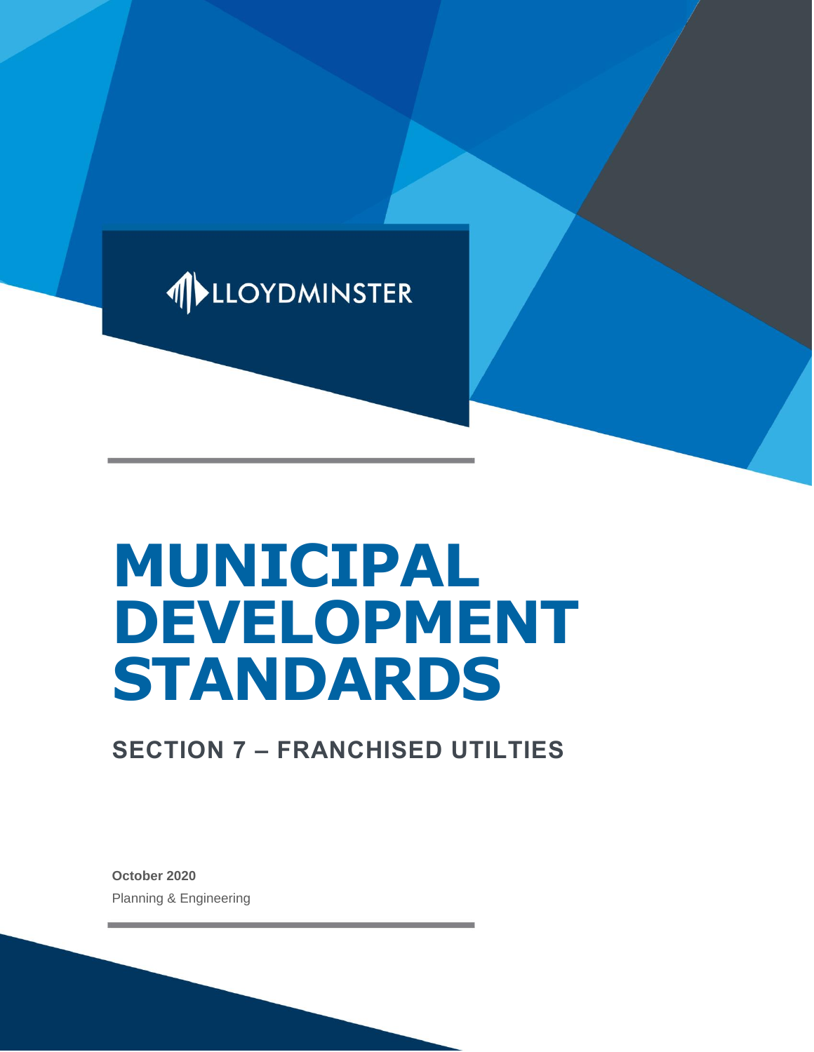LLOYDMINSTER

# MUNICIPAL DEVELOPMENT STANDARDS

## SECTION 7 – FRANCHISED UTILTIES

**October 2020**

Planning & Engineering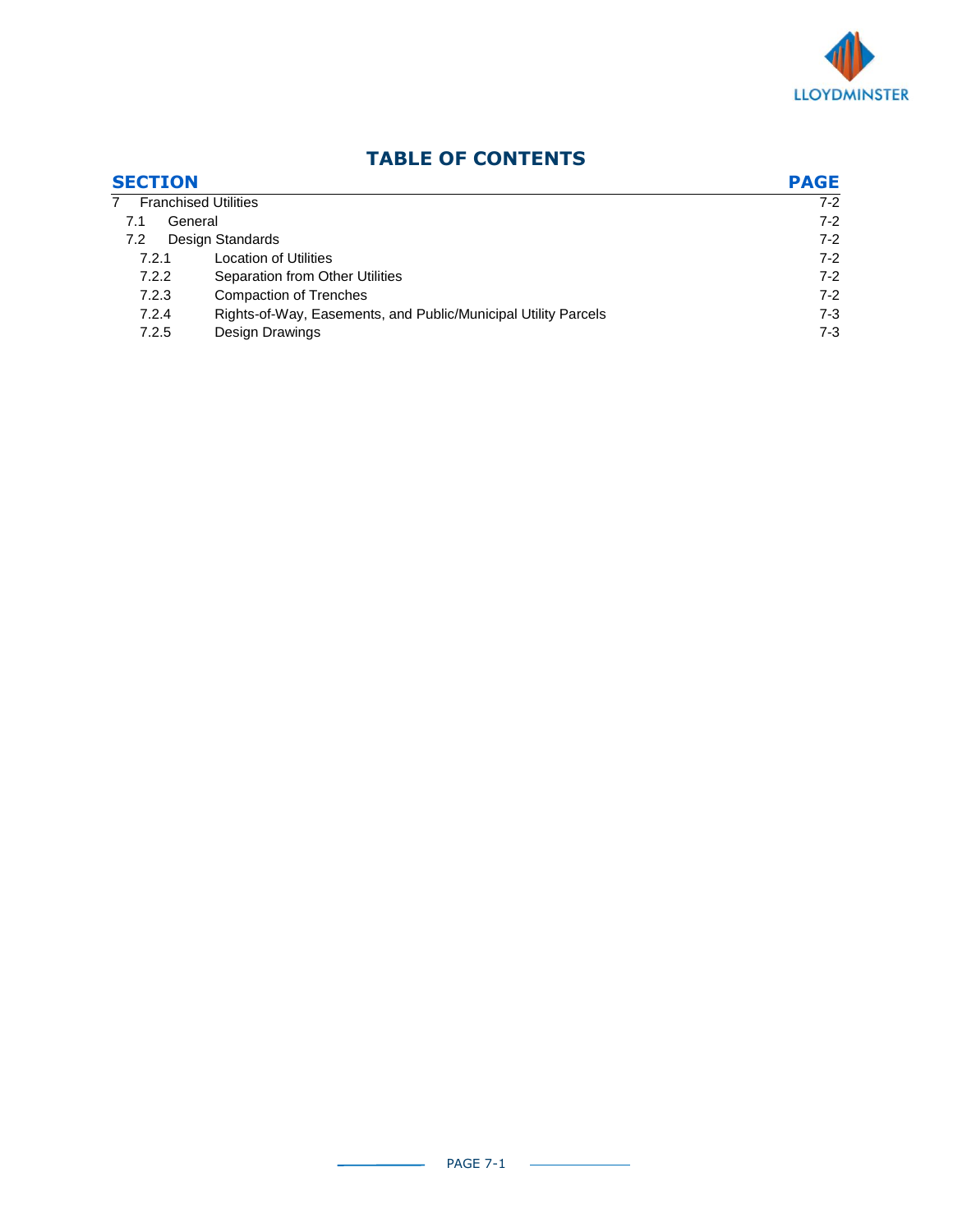# TABLE OF CONTENTS

| SECTION | | PAGE |
|---|---|---|
| 7 | Franchised Utilities | 7-2 |
| 7.1 | General | 7-2 |
| 7.2 | Design Standards | 7-2 |
| 7.2.1 | Location of Utilities | 7-2 |
| 7.2.2 | Separation from Other Utilities | 7-2 |
| 7.2.3 | Compaction of Trenches | 7-2 |
| 7.2.4 | Rights-of-Way, Easements, and Public/Municipal Utility Parcels | 7-3 |
| 7.2.5 | Design Drawings | 7-3 |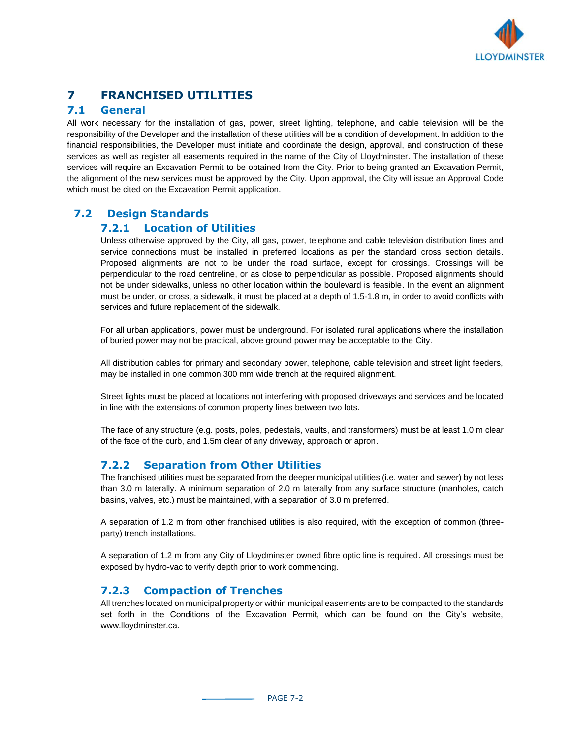# 7 FRANCHISED UTILITIES

## 7.1 General

All work necessary for the installation of gas, power, street lighting, telephone, and cable television will be the responsibility of the Developer and the installation of these utilities will be a condition of development. In addition to the financial responsibilities, the Developer must initiate and coordinate the design, approval, and construction of these services as well as register all easements required in the name of the City of Lloydminster. The installation of these services will require an Excavation Permit to be obtained from the City. Prior to being granted an Excavation Permit, the alignment of the new services must be approved by the City. Upon approval, the City will issue an Approval Code which must be cited on the Excavation Permit application.

## 7.2 Design Standards

### 7.2.1 Location of Utilities

Unless otherwise approved by the City, all gas, power, telephone and cable television distribution lines and service connections must be installed in preferred locations as per the standard cross section details. Proposed alignments are not to be under the road surface, except for crossings. Crossings will be perpendicular to the road centreline, or as close to perpendicular as possible. Proposed alignments should not be under sidewalks, unless no other location within the boulevard is feasible. In the event an alignment must be under, or cross, a sidewalk, it must be placed at a depth of 1.5-1.8 m, in order to avoid conflicts with services and future replacement of the sidewalk.

For all urban applications, power must be underground. For isolated rural applications where the installation of buried power may not be practical, above ground power may be acceptable to the City.

All distribution cables for primary and secondary power, telephone, cable television and street light feeders, may be installed in one common 300 mm wide trench at the required alignment.

Street lights must be placed at locations not interfering with proposed driveways and services and be located in line with the extensions of common property lines between two lots.

The face of any structure (e.g. posts, poles, pedestals, vaults, and transformers) must be at least 1.0 m clear of the face of the curb, and 1.5m clear of any driveway, approach or apron.

### 7.2.2 Separation from Other Utilities

The franchised utilities must be separated from the deeper municipal utilities (i.e. water and sewer) by not less than 3.0 m laterally. A minimum separation of 2.0 m laterally from any surface structure (manholes, catch basins, valves, etc.) must be maintained, with a separation of 3.0 m preferred.

A separation of 1.2 m from other franchised utilities is also required, with the exception of common (three-party) trench installations.

A separation of 1.2 m from any City of Lloydminster owned fibre optic line is required. All crossings must be exposed by hydro-vac to verify depth prior to work commencing.

### 7.2.3 Compaction of Trenches

All trenches located on municipal property or within municipal easements are to be compacted to the standards set forth in the Conditions of the Excavation Permit, which can be found on the City's website, www.lloydminster.ca.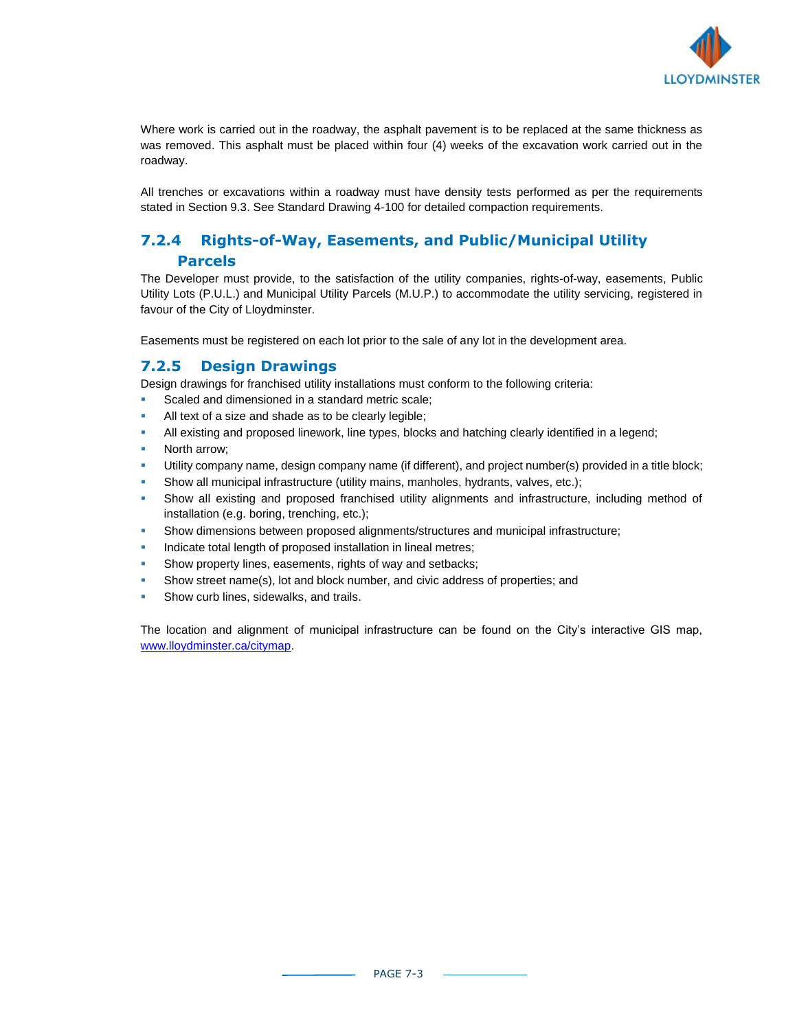Where work is carried out in the roadway, the asphalt pavement is to be replaced at the same thickness as was removed. This asphalt must be placed within four (4) weeks of the excavation work carried out in the roadway.

All trenches or excavations within a roadway must have density tests performed as per the requirements stated in Section 9.3. See Standard Drawing 4-100 for detailed compaction requirements.

### 7.2.4 Rights-of-Way, Easements, and Public/Municipal Utility Parcels

The Developer must provide, to the satisfaction of the utility companies, rights-of-way, easements, Public Utility Lots (P.U.L.) and Municipal Utility Parcels (M.U.P.) to accommodate the utility servicing, registered in favour of the City of Lloydminster.

Easements must be registered on each lot prior to the sale of any lot in the development area.

### 7.2.5 Design Drawings

Design drawings for franchised utility installations must conform to the following criteria:

- Scaled and dimensioned in a standard metric scale;
- All text of a size and shade as to be clearly legible;
- All existing and proposed linework, line types, blocks and hatching clearly identified in a legend;
- North arrow;
- Utility company name, design company name (if different), and project number(s) provided in a title block;
- Show all municipal infrastructure (utility mains, manholes, hydrants, valves, etc.);
- Show all existing and proposed franchised utility alignments and infrastructure, including method of installation (e.g. boring, trenching, etc.);
- Show dimensions between proposed alignments/structures and municipal infrastructure;
- Indicate total length of proposed installation in lineal metres;
- Show property lines, easements, rights of way and setbacks;
- Show street name(s), lot and block number, and civic address of properties; and
- Show curb lines, sidewalks, and trails.

The location and alignment of municipal infrastructure can be found on the City's interactive GIS map, [www.lloydminster.ca/citymap](www.lloydminster.ca/citymap).